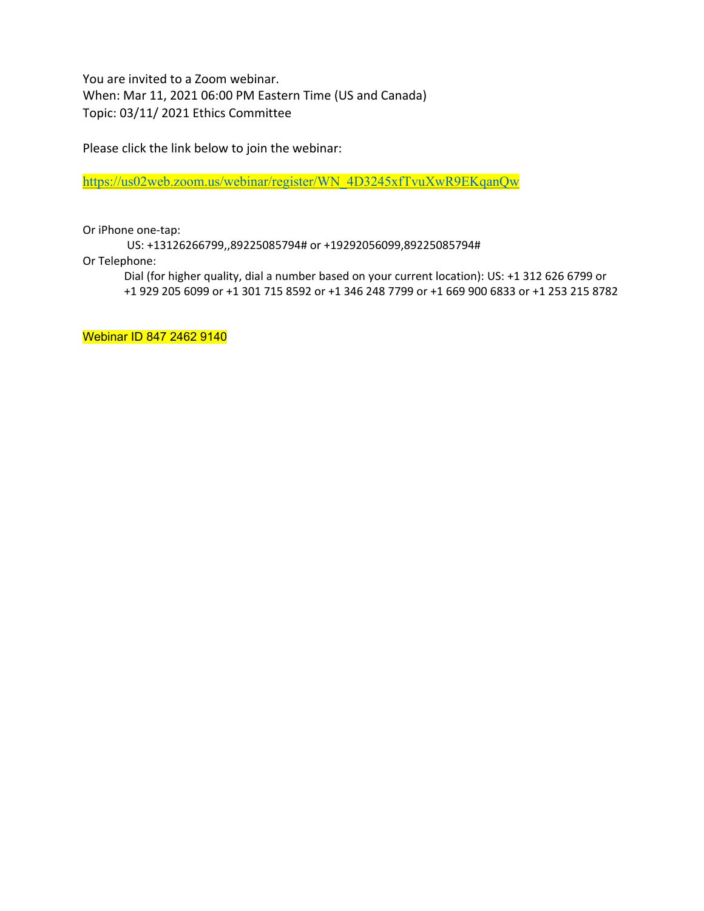You are invited to a Zoom webinar.
When: Mar 11, 2021 06:00 PM Eastern Time (US and Canada)
Topic: 03/11/ 2021 Ethics Committee

Please click the link below to join the webinar:

https://us02web.zoom.us/webinar/register/WN_4D3245xfTvuXwR9EKqanQw

Or iPhone one-tap:

US: +13126266799,,89225085794# or +19292056099,89225085794#

Or Telephone:

Dial (for higher quality, dial a number based on your current location): US: +1 312 626 6799 or +1 929 205 6099 or +1 301 715 8592 or +1 346 248 7799 or +1 669 900 6833 or +1 253 215 8782

Webinar ID 847 2462 9140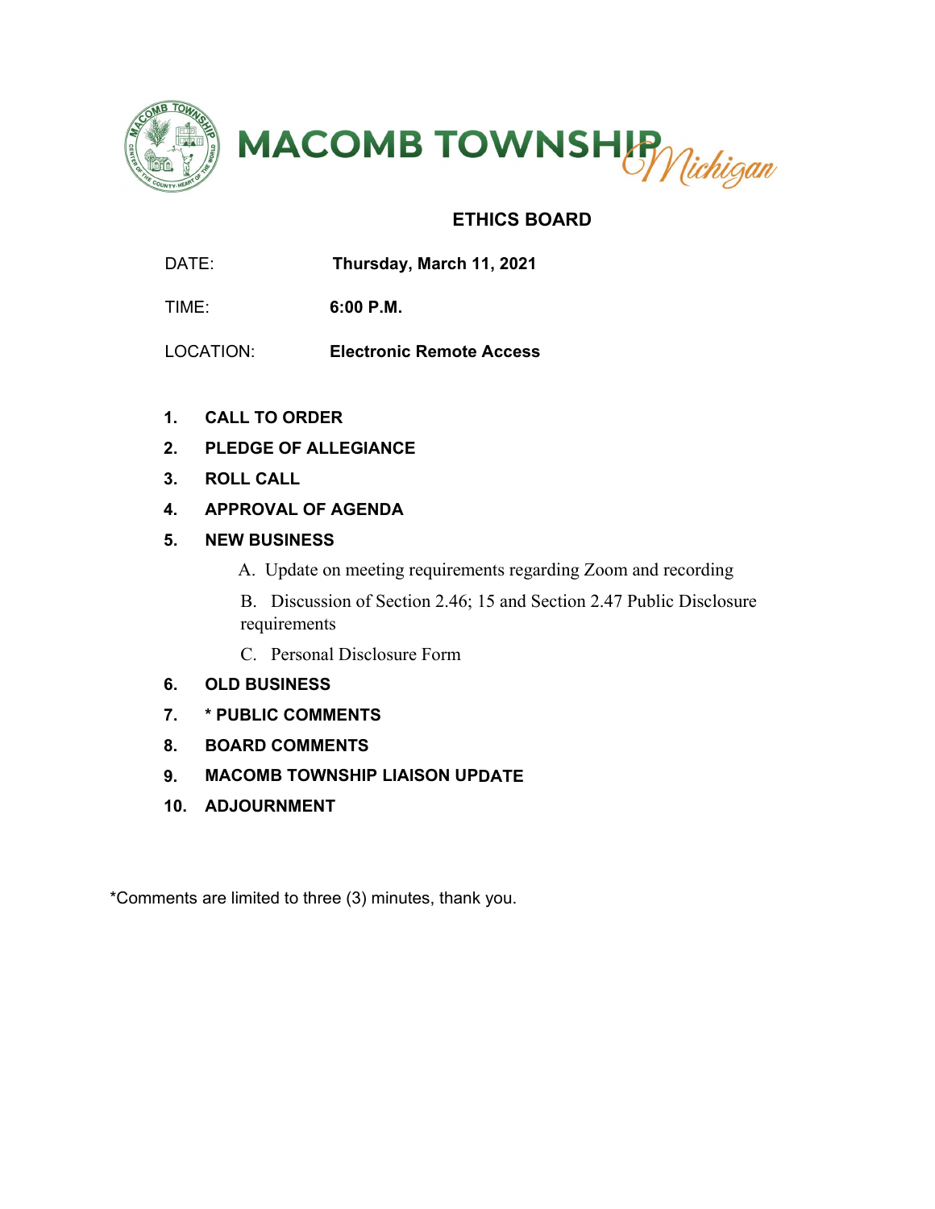# MACOMB TOWNSHIP *Michigan*

## ETHICS BOARD

DATE: **Thursday, March 11, 2021**

TIME: **6:00 P.M.**

LOCATION: **Electronic Remote Access**

1. **CALL TO ORDER**
2. **PLEDGE OF ALLEGIANCE**
3. **ROLL CALL**
4. **APPROVAL OF AGENDA**
5. **NEW BUSINESS**
   - A. Update on meeting requirements regarding Zoom and recording
   - B. Discussion of Section 2.46; 15 and Section 2.47 Public Disclosure requirements
   - C. Personal Disclosure Form
6. **OLD BUSINESS**
7. *** PUBLIC COMMENTS**
8. **BOARD COMMENTS**
9. **MACOMB TOWNSHIP LIAISON UPDATE**
10. **ADJOURNMENT**

*Comments are limited to three (3) minutes, thank you.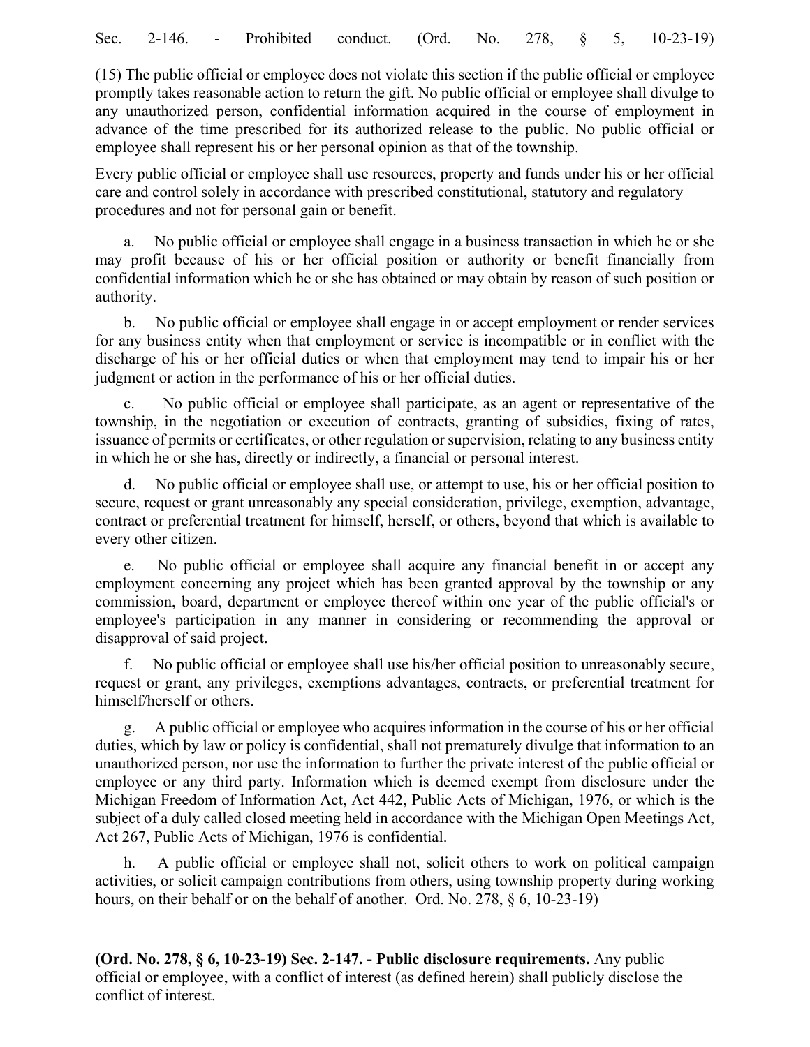Sec. 2-146. - Prohibited conduct. (Ord. No. 278, § 5, 10-23-19)

(15) The public official or employee does not violate this section if the public official or employee promptly takes reasonable action to return the gift. No public official or employee shall divulge to any unauthorized person, confidential information acquired in the course of employment in advance of the time prescribed for its authorized release to the public. No public official or employee shall represent his or her personal opinion as that of the township.

Every public official or employee shall use resources, property and funds under his or her official care and control solely in accordance with prescribed constitutional, statutory and regulatory procedures and not for personal gain or benefit.

a. No public official or employee shall engage in a business transaction in which he or she may profit because of his or her official position or authority or benefit financially from confidential information which he or she has obtained or may obtain by reason of such position or authority.

b. No public official or employee shall engage in or accept employment or render services for any business entity when that employment or service is incompatible or in conflict with the discharge of his or her official duties or when that employment may tend to impair his or her judgment or action in the performance of his or her official duties.

c. No public official or employee shall participate, as an agent or representative of the township, in the negotiation or execution of contracts, granting of subsidies, fixing of rates, issuance of permits or certificates, or other regulation or supervision, relating to any business entity in which he or she has, directly or indirectly, a financial or personal interest.

d. No public official or employee shall use, or attempt to use, his or her official position to secure, request or grant unreasonably any special consideration, privilege, exemption, advantage, contract or preferential treatment for himself, herself, or others, beyond that which is available to every other citizen.

e. No public official or employee shall acquire any financial benefit in or accept any employment concerning any project which has been granted approval by the township or any commission, board, department or employee thereof within one year of the public official's or employee's participation in any manner in considering or recommending the approval or disapproval of said project.

f. No public official or employee shall use his/her official position to unreasonably secure, request or grant, any privileges, exemptions advantages, contracts, or preferential treatment for himself/herself or others.

g. A public official or employee who acquires information in the course of his or her official duties, which by law or policy is confidential, shall not prematurely divulge that information to an unauthorized person, nor use the information to further the private interest of the public official or employee or any third party. Information which is deemed exempt from disclosure under the Michigan Freedom of Information Act, Act 442, Public Acts of Michigan, 1976, or which is the subject of a duly called closed meeting held in accordance with the Michigan Open Meetings Act, Act 267, Public Acts of Michigan, 1976 is confidential.

h. A public official or employee shall not, solicit others to work on political campaign activities, or solicit campaign contributions from others, using township property during working hours, on their behalf or on the behalf of another. Ord. No. 278, § 6, 10-23-19)

**(Ord. No. 278, § 6, 10-23-19) Sec. 2-147. - Public disclosure requirements.** Any public official or employee, with a conflict of interest (as defined herein) shall publicly disclose the conflict of interest.